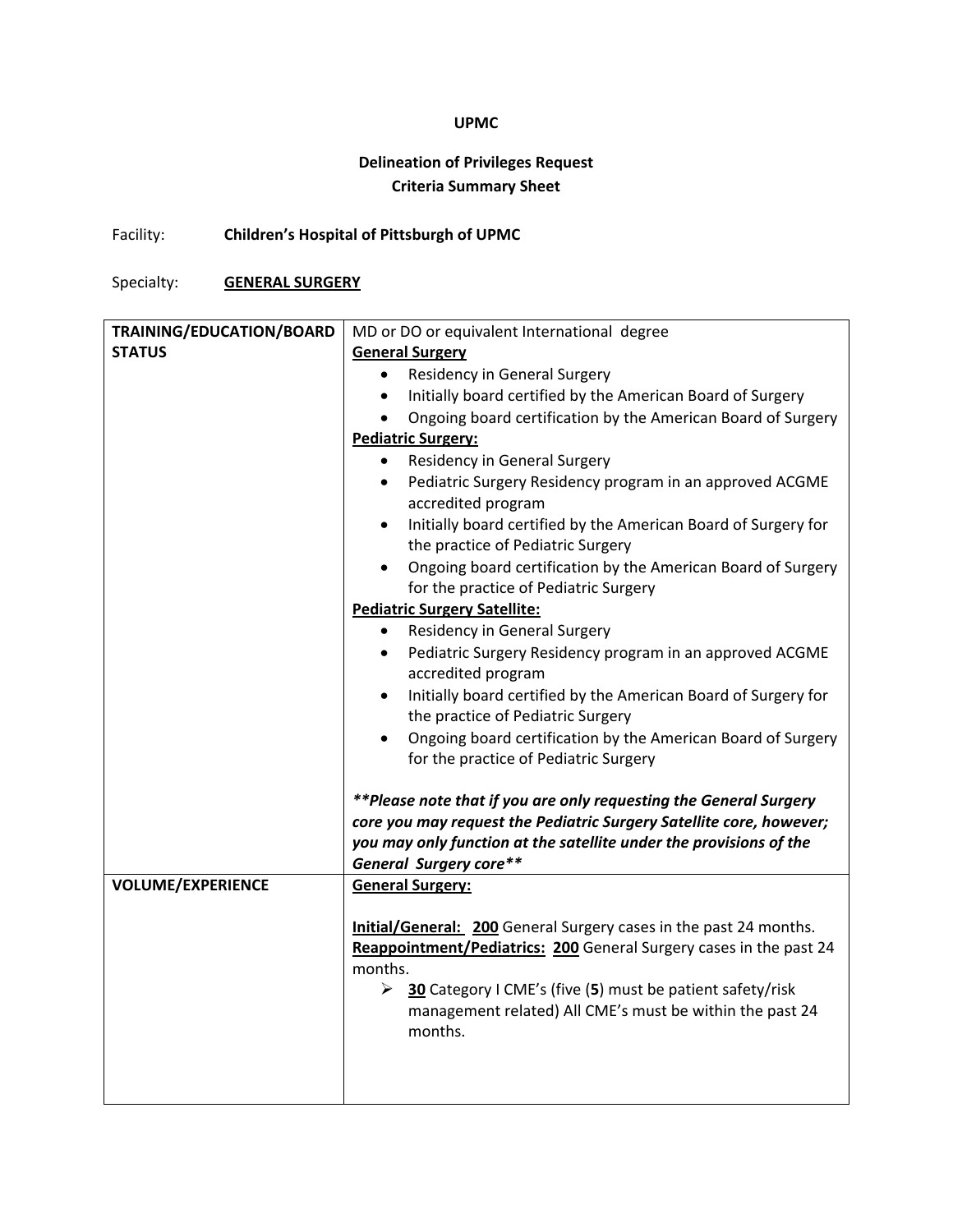**UPMC**

**Delineation of Privileges Request**
**Criteria Summary Sheet**

Facility: **Children's Hospital of Pittsburgh of UPMC**

Specialty: **GENERAL SURGERY**

| | |
|---|---|
| **TRAINING/EDUCATION/BOARD STATUS** | MD or DO or equivalent International degree<br>**General Surgery**<br>• Residency in General Surgery<br>• Initially board certified by the American Board of Surgery<br>• Ongoing board certification by the American Board of Surgery<br>**Pediatric Surgery:**<br>• Residency in General Surgery<br>• Pediatric Surgery Residency program in an approved ACGME accredited program<br>• Initially board certified by the American Board of Surgery for the practice of Pediatric Surgery<br>• Ongoing board certification by the American Board of Surgery for the practice of Pediatric Surgery<br>**Pediatric Surgery Satellite:**<br>• Residency in General Surgery<br>• Pediatric Surgery Residency program in an approved ACGME accredited program<br>• Initially board certified by the American Board of Surgery for the practice of Pediatric Surgery<br>• Ongoing board certification by the American Board of Surgery for the practice of Pediatric Surgery<br><br>***\*\*Please note that if you are only requesting the General Surgery core you may request the Pediatric Surgery Satellite core, however; you may only function at the satellite under the provisions of the General Surgery core\*\**** |
| **VOLUME/EXPERIENCE** | **General Surgery:**<br><br>**Initial/General:** **200** General Surgery cases in the past 24 months.<br>**Reappointment/Pediatrics:** **200** General Surgery cases in the past 24 months.<br>➢ **30** Category I CME's (five (**5**) must be patient safety/risk management related) All CME's must be within the past 24 months. |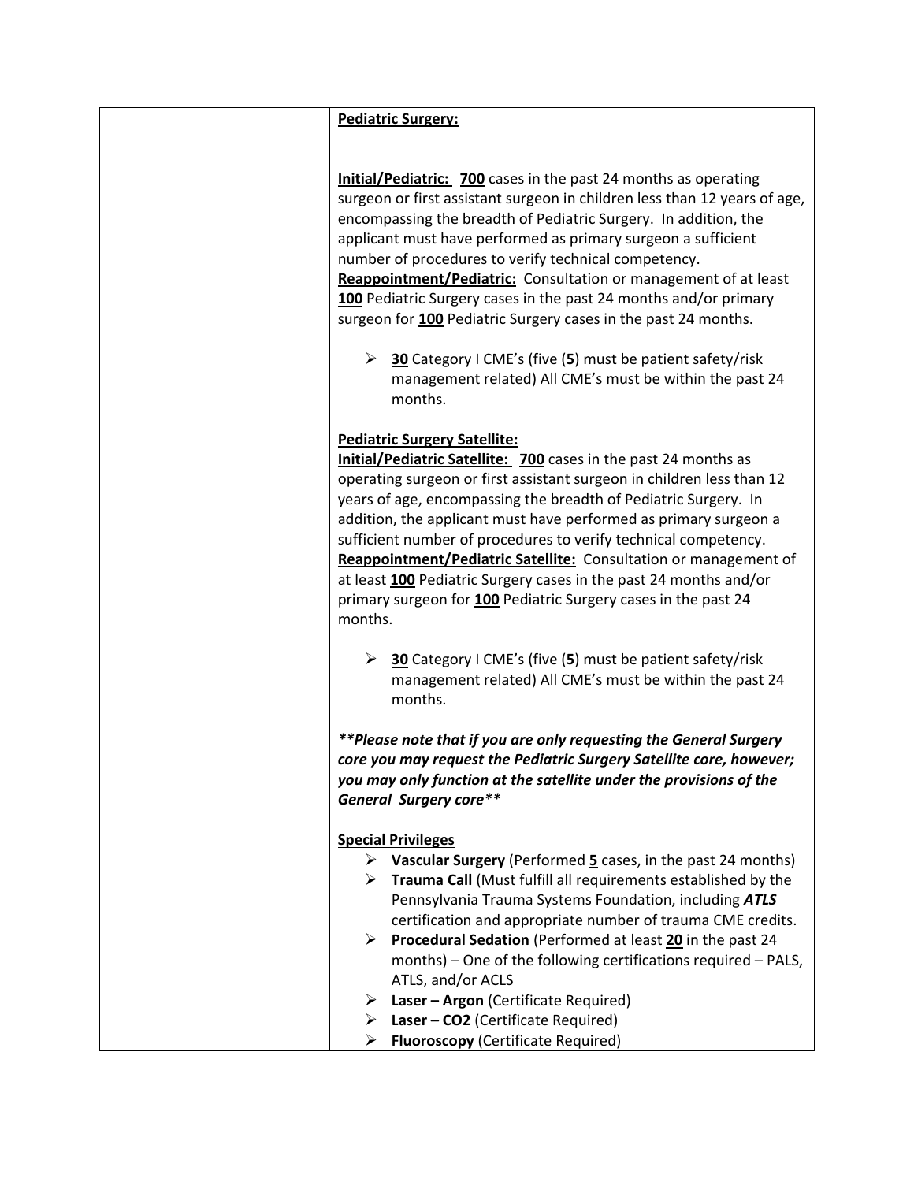| | |
|---|---|
| | **Pediatric Surgery:**<br><br>**Initial/Pediatric: 700** cases in the past 24 months as operating surgeon or first assistant surgeon in children less than 12 years of age, encompassing the breadth of Pediatric Surgery. In addition, the applicant must have performed as primary surgeon a sufficient number of procedures to verify technical competency.<br>**Reappointment/Pediatric:** Consultation or management of at least **100** Pediatric Surgery cases in the past 24 months and/or primary surgeon for **100** Pediatric Surgery cases in the past 24 months.<br><br>➢ **30** Category I CME's (five (**5**) must be patient safety/risk management related) All CME's must be within the past 24 months.<br><br>**Pediatric Surgery Satellite:**<br>**Initial/Pediatric Satellite: 700** cases in the past 24 months as operating surgeon or first assistant surgeon in children less than 12 years of age, encompassing the breadth of Pediatric Surgery. In addition, the applicant must have performed as primary surgeon a sufficient number of procedures to verify technical competency.<br>**Reappointment/Pediatric Satellite:** Consultation or management of at least **100** Pediatric Surgery cases in the past 24 months and/or primary surgeon for **100** Pediatric Surgery cases in the past 24 months.<br><br>➢ **30** Category I CME's (five (**5**) must be patient safety/risk management related) All CME's must be within the past 24 months.<br><br>***\*\*Please note that if you are only requesting the General Surgery core you may request the Pediatric Surgery Satellite core, however; you may only function at the satellite under the provisions of the General Surgery core\*\****<br><br>**Special Privileges**<br>➢ **Vascular Surgery** (Performed **5** cases, in the past 24 months)<br>➢ **Trauma Call** (Must fulfill all requirements established by the Pennsylvania Trauma Systems Foundation, including ***ATLS*** certification and appropriate number of trauma CME credits.<br>➢ **Procedural Sedation** (Performed at least **20** in the past 24 months) – One of the following certifications required – PALS, ATLS, and/or ACLS<br>➢ **Laser – Argon** (Certificate Required)<br>➢ **Laser – CO2** (Certificate Required)<br>➢ **Fluoroscopy** (Certificate Required) |